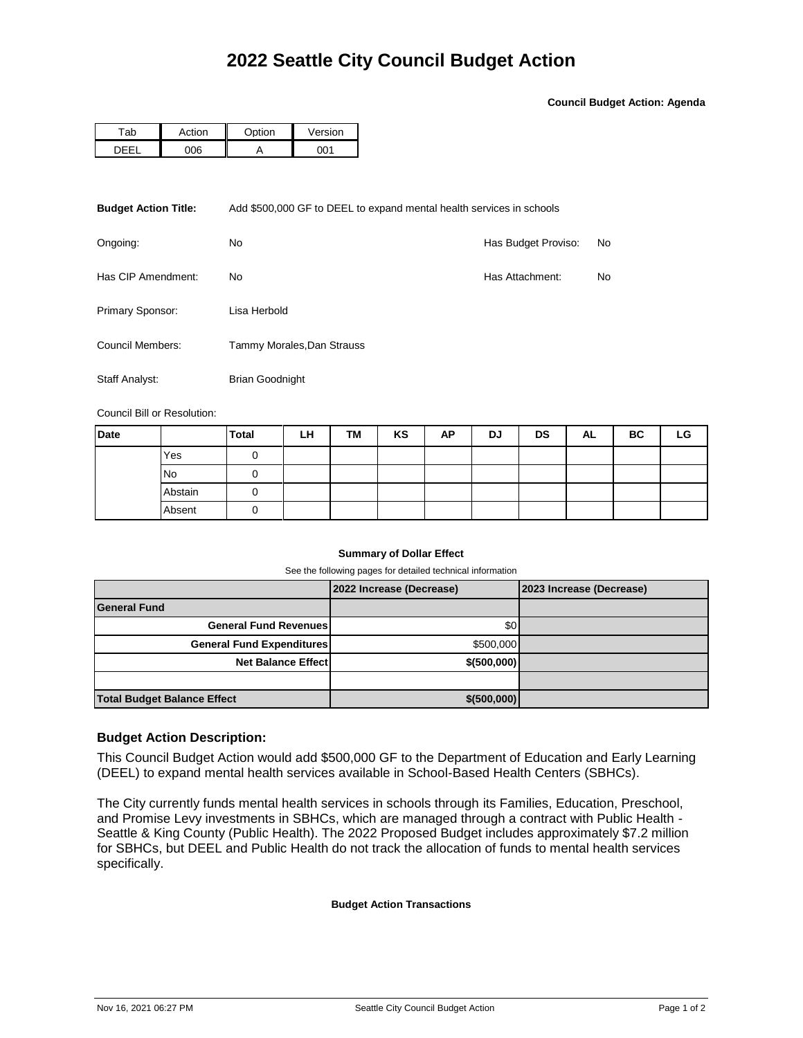# 2022 Seattle City Council Budget Action

**Council Budget Action: Agenda**

| Tab | Action | Option | Version |
|---|---|---|---|
| DEEL | 006 | A | 001 |

**Budget Action Title:** Add $500,000 GF to DEEL to expand mental health services in schools

Ongoing: No

Has Budget Proviso: No

Has CIP Amendment: No

Has Attachment: No

Primary Sponsor: Lisa Herbold

Council Members: Tammy Morales,Dan Strauss

Staff Analyst: Brian Goodnight

Council Bill or Resolution:

| Date | | Total | LH | TM | KS | AP | DJ | DS | AL | BC | LG |
|---|---|---|---|---|---|---|---|---|---|---|---|
| | Yes | 0 | | | | | | | | | |
| | No | 0 | | | | | | | | | |
| | Abstain | 0 | | | | | | | | | |
| | Absent | 0 | | | | | | | | | |

**Summary of Dollar Effect**

See the following pages for detailed technical information

| | 2022 Increase (Decrease) | 2023 Increase (Decrease) |
|---|---|---|
| **General Fund** | | |
| **General Fund Revenues** | $0 | |
| **General Fund Expenditures** | $500,000 | |
| **Net Balance Effect** | **$(500,000)** | |
| | | |
| **Total Budget Balance Effect** | **$(500,000)** | |

## Budget Action Description:

This Council Budget Action would add $500,000 GF to the Department of Education and Early Learning (DEEL) to expand mental health services available in School-Based Health Centers (SBHCs).

The City currently funds mental health services in schools through its Families, Education, Preschool, and Promise Levy investments in SBHCs, which are managed through a contract with Public Health - Seattle & King County (Public Health). The 2022 Proposed Budget includes approximately $7.2 million for SBHCs, but DEEL and Public Health do not track the allocation of funds to mental health services specifically.

**Budget Action Transactions**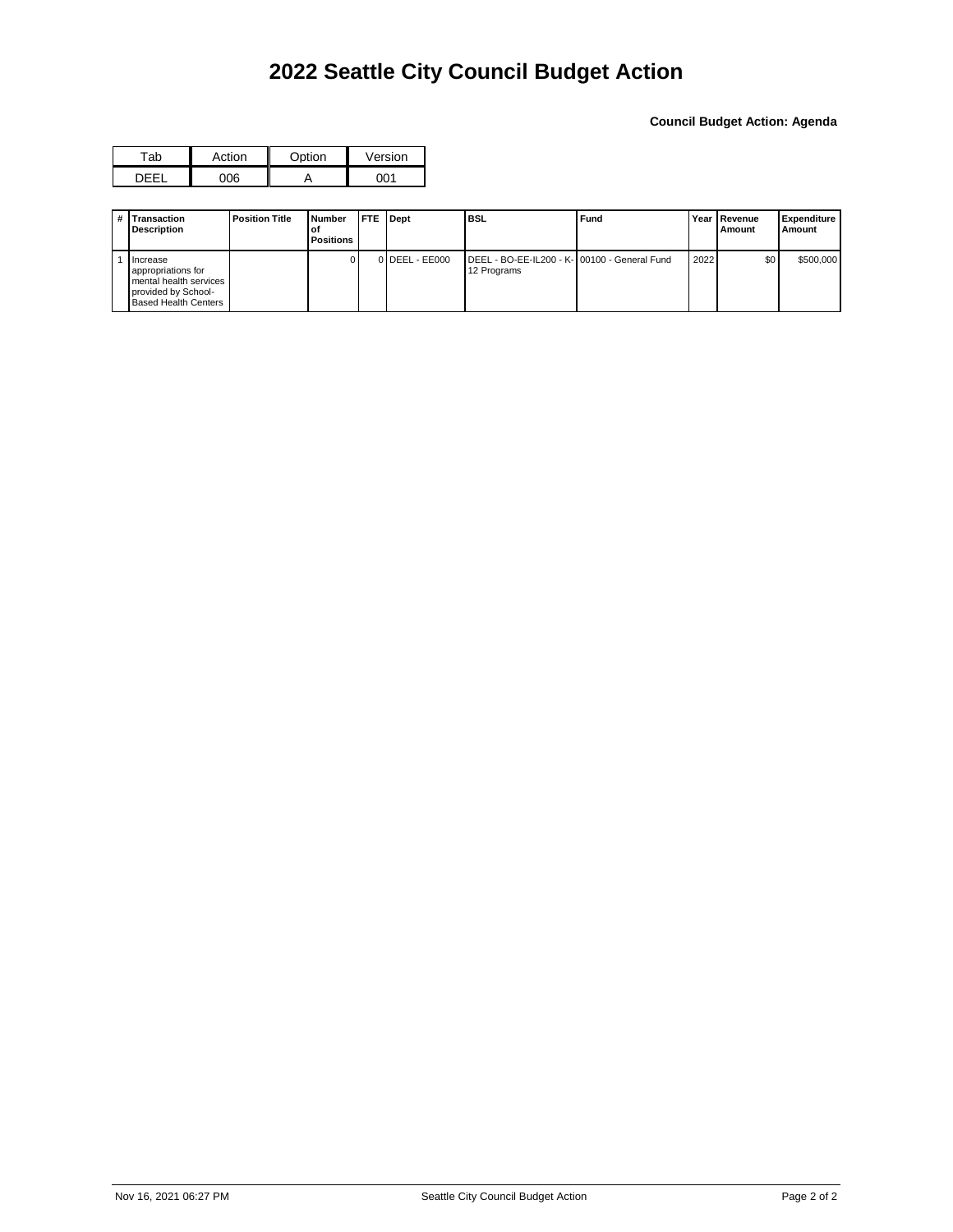# 2022 Seattle City Council Budget Action

**Council Budget Action: Agenda**

| Tab | Action | Option | Version |
|---|---|---|---|
| DEEL | 006 | A | 001 |

| # | Transaction Description | Position Title | Number of Positions | FTE | Dept | BSL | Fund | Year | Revenue Amount | Expenditure Amount |
|---|---|---|---|---|---|---|---|---|---|---|
| 1 | Increase appropriations for mental health services provided by School-Based Health Centers | | 0 | 0 | DEEL - EE000 | DEEL - BO-EE-IL200 - K-12 Programs | 00100 - General Fund | 2022 | $0 | $500,000 |